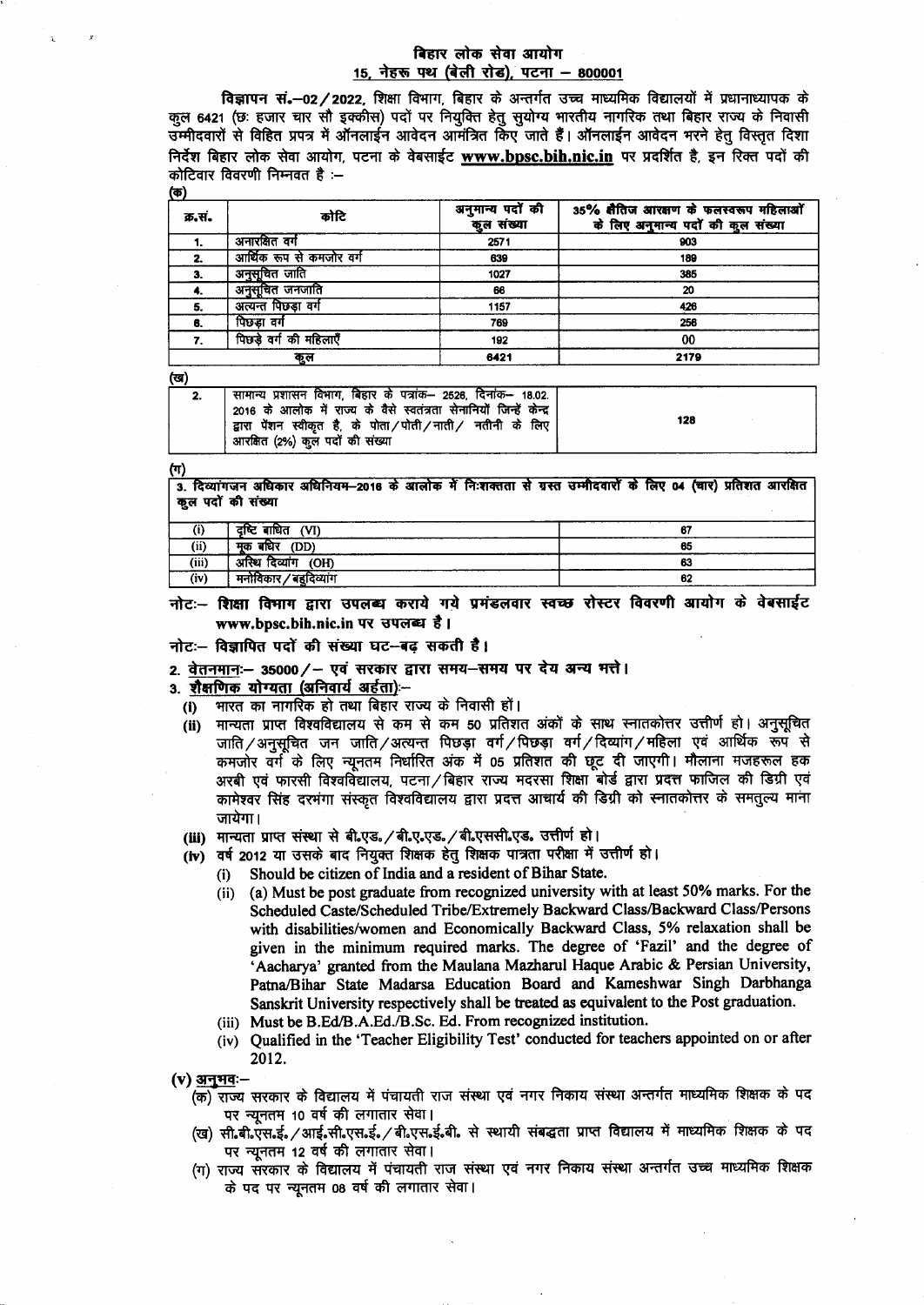# बिहार लोक सेवा आयोग

## 15, नेहरू पथ (बेली रोड), पटना – 800001

**विज्ञापन सं.–02/2022**, शिक्षा विभाग, बिहार के अन्तर्गत उच्च माध्यमिक विद्यालयों में प्रधानाध्यापक के कुल 6421 (छः हजार चार सौ इक्कीस) पदों पर नियुक्ति हेतु सुयोग्य भारतीय नागरिक तथा बिहार राज्य के निवासी उम्मीदवारों से विहित प्रपत्र में ऑनलाईन आवेदन आमंत्रित किए जाते हैं। ऑनलाईन आवेदन भरने हेतु विस्तृत दिशा निर्देश बिहार लोक सेवा आयोग, पटना के वेबसाईट **www.bpsc.bih.nic.in** पर प्रदर्शित है, इन रिक्त पदों की कोटिवार विवरणी निम्नवत है :–

(क)

| क्र.सं. | कोटि | अनुमान्य पदों की कुल संख्या | 35% क्षैतिज आरक्षण के फलस्वरूप महिलाओं के लिए अनुमान्य पदों की कुल संख्या |
|---|---|---|---|
| 1. | अनारक्षित वर्ग | 2571 | 903 |
| 2. | आर्थिक रूप से कमजोर वर्ग | 639 | 189 |
| 3. | अनुसूचित जाति | 1027 | 385 |
| 4. | अनुसूचित जनजाति | 66 | 20 |
| 5. | अत्यन्त पिछड़ा वर्ग | 1157 | 426 |
| 6. | पिछड़ा वर्ग | 769 | 256 |
| 7. | पिछड़े वर्ग की महिलाएँ | 192 | 00 |
| | कुल | 6421 | 2179 |

(ख)

| | | |
|---|---|---|
| 2. | सामान्य प्रशासन विभाग, बिहार के पत्रांक– 2526, दिनांक– 18.02.2016 के आलोक में राज्य के वैसे स्वतंत्रता सेनानियों जिन्हें केन्द्र द्वारा पेंशन स्वीकृत है, के पोता/पोती/नाती/ नतीनी के लिए आरक्षित (2%) कुल पदों की संख्या | 128 |

(ग)

| 3. दिव्यांगजन अधिकार अधिनियम–2016 के आलोक में निःशक्तता से ग्रस्त उम्मीदवारों के लिए 04 (चार) प्रतिशत आरक्षित कुल पदों की संख्या | | |
|---|---|---|
| (i) | दृष्टि बाधित (VI) | 67 |
| (ii) | मूक बधिर (DD) | 65 |
| (iii) | अस्थि दिव्यांग (OH) | 63 |
| (iv) | मनोविकार/बहुदिव्यांग | 62 |

**नोटः– शिक्षा विभाग द्वारा उपलब्ध कराये गये प्रमंडलवार स्वच्छ रोस्टर विवरणी आयोग के वेबसाईट www.bpsc.bih.nic.in पर उपलब्ध है।**

**नोटः– विज्ञापित पदों की संख्या घट–बढ़ सकती है।**

**2. वेतनमानः–** 35000/– एवं सरकार द्वारा समय–समय पर देय अन्य भत्ते।

**3. शैक्षणिक योग्यता (अनिवार्य अर्हता):–**

(i) भारत का नागरिक हो तथा बिहार राज्य के निवासी हों।

(ii) मान्यता प्राप्त विश्वविद्यालय से कम से कम 50 प्रतिशत अंकों के साथ स्नातकोत्तर उत्तीर्ण हो। अनुसूचित जाति/अनुसूचित जन जाति/अत्यन्त पिछड़ा वर्ग/पिछड़ा वर्ग/दिव्यांग/महिला एवं आर्थिक रूप से कमजोर वर्ग के लिए न्यूनतम निर्धारित अंक में 05 प्रतिशत की छूट दी जाएगी। मौलाना मजहरूल हक अरबी एवं फारसी विश्वविद्यालय, पटना/बिहार राज्य मदरसा शिक्षा बोर्ड द्वारा प्रदत्त फाजिल की डिग्री एवं कामेश्वर सिंह दरभंगा संस्कृत विश्वविद्यालय द्वारा प्रदत्त आचार्य की डिग्री को स्नातकोत्तर के समतुल्य माना जायेगा।

(iii) मान्यता प्राप्त संस्था से बी.एड./बी.ए.एड./बी.एससी.एड. उत्तीर्ण हो।

(iv) वर्ष 2012 या उसके बाद नियुक्त शिक्षक हेतु शिक्षक पात्रता परीक्षा में उत्तीर्ण हो।

(i) Should be citizen of India and a resident of Bihar State.

(ii) (a) Must be post graduate from recognized university with at least 50% marks. For the Scheduled Caste/Scheduled Tribe/Extremely Backward Class/Backward Class/Persons with disabilities/women and Economically Backward Class, 5% relaxation shall be given in the minimum required marks. The degree of 'Fazil' and the degree of 'Aacharya' granted from the Maulana Mazharul Haque Arabic & Persian University, Patna/Bihar State Madarsa Education Board and Kameshwar Singh Darbhanga Sanskrit University respectively shall be treated as equivalent to the Post graduation.

(iii) Must be B.Ed/B.A.Ed./B.Sc. Ed. From recognized institution.

(iv) Qualified in the 'Teacher Eligibility Test' conducted for teachers appointed on or after 2012.

**(v) अनुभवः–**

(क) राज्य सरकार के विद्यालय में पंचायती राज संस्था एवं नगर निकाय संस्था अन्तर्गत माध्यमिक शिक्षक के पद पर न्यूनतम 10 वर्ष की लगातार सेवा।

(ख) सी.बी.एस.ई./आई.सी.एस.ई./बी.एस.ई.बी. से स्थायी संबद्धता प्राप्त विद्यालय में माध्यमिक शिक्षक के पद पर न्यूनतम 12 वर्ष की लगातार सेवा।

(ग) राज्य सरकार के विद्यालय में पंचायती राज संस्था एवं नगर निकाय संस्था अन्तर्गत उच्च माध्यमिक शिक्षक के पद पर न्यूनतम 08 वर्ष की लगातार सेवा।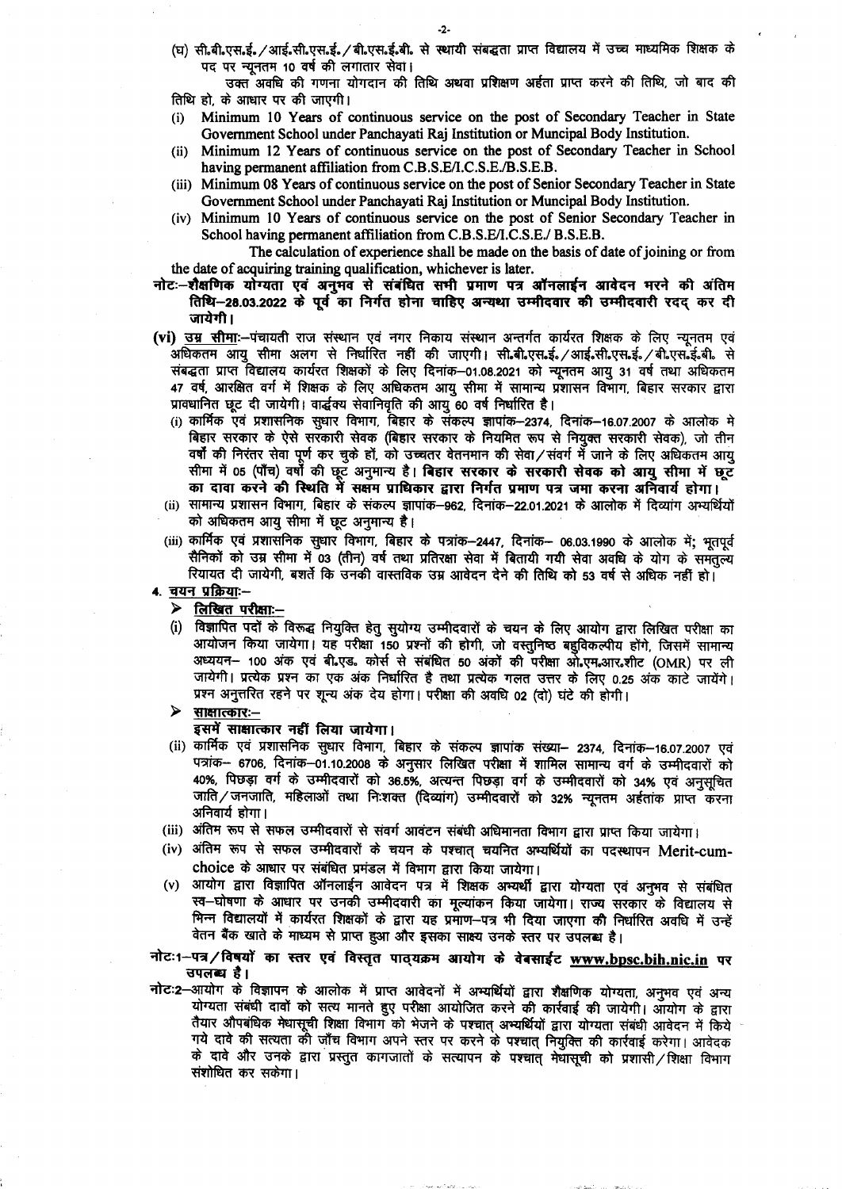(घ) सी.बी.एस.ई. / आई.सी.एस.ई. / बी.एस.ई.बी. से स्थायी संबद्धता प्राप्त विद्यालय में उच्च माध्यमिक शिक्षक के पद पर न्यूनतम 10 वर्ष की लगातार सेवा।

उक्त अवधि की गणना योगदान की तिथि अथवा प्रशिक्षण अर्हता प्राप्त करने की तिथि, जो बाद की तिथि हो, के आधार पर की जाएगी।

(i) Minimum 10 Years of continuous service on the post of Secondary Teacher in State Government School under Panchayati Raj Institution or Muncipal Body Institution.

(ii) Minimum 12 Years of continuous service on the post of Secondary Teacher in School having permanent affiliation from C.B.S.E/I.C.S.E./B.S.E.B.

(iii) Minimum 08 Years of continuous service on the post of Senior Secondary Teacher in State Government School under Panchayati Raj Institution or Muncipal Body Institution.

(iv) Minimum 10 Years of continuous service on the post of Senior Secondary Teacher in School having permanent affiliation from C.B.S.E/I.C.S.E./ B.S.E.B.

The calculation of experience shall be made on the basis of date of joining or from the date of acquiring training qualification, whichever is later.

**नोट:-शैक्षणिक योग्यता एवं अनुभव से संबंधित सभी प्रमाण पत्र ऑनलाईन आवेदन भरने की अंतिम तिथि-28.03.2022 के पूर्व का निर्गत होना चाहिए अन्यथा उम्मीदवार की उम्मीदवारी रदद् कर दी जायेगी।**

**(vi) उम्र सीमा:-**पंचायती राज संस्थान एवं नगर निकाय संस्थान अन्तर्गत कार्यरत शिक्षक के लिए न्यूनतम एवं अधिकतम आयु सीमा अलग से निर्धारित नहीं की जाएगी। सी.बी.एस.ई. / आई.सी.एस.ई. / बी.एस.ई.बी. से संबद्धता प्राप्त विद्यालय कार्यरत शिक्षकों के लिए दिनांक-01.08.2021 को न्यूनतम आयु 31 वर्ष तथा अधिकतम 47 वर्ष, आरक्षित वर्ग में शिक्षक के लिए अधिकतम आयु सीमा में सामान्य प्रशासन विभाग, बिहार सरकार द्वारा प्रावधानित छूट दी जायेगी। वार्द्धक्य सेवानिवृत्ति की आयु 60 वर्ष निर्धारित है।

(i) कार्मिक एवं प्रशासनिक सुधार विभाग, बिहार के संकल्प ज्ञापांक-2374, दिनांक-16.07.2007 के आलोक मे बिहार सरकार के ऐसे सरकारी सेवक (बिहार सरकार के नियमित रूप से नियुक्त सरकारी सेवक), जो तीन वर्षों की निरंतर सेवा पूर्ण कर चुके हों, को उच्चतर वेतनमान की सेवा / संवर्ग में जाने के लिए अधिकतम आयु सीमा में 05 (पाँच) वर्षों की छूट अनुमान्य है। **बिहार सरकार के सरकारी सेवक को आयु सीमा में छूट का दावा करने की स्थिति में सक्षम प्राधिकार द्वारा निर्गत प्रमाण पत्र जमा करना अनिवार्य होगा।**

(ii) सामान्य प्रशासन विभाग, बिहार के संकल्प ज्ञापांक-962, दिनांक-22.01.2021 के आलोक में दिव्यांग अभ्यर्थियों को अधिकतम आयु सीमा में छूट अनुमान्य है।

(iii) कार्मिक एवं प्रशासनिक सुधार विभाग, बिहार के पत्रांक-2447, दिनांक- 06.03.1990 के आलोक में; भूतपूर्व सैनिकों को उम्र सीमा में 03 (तीन) वर्ष तथा प्रतिरक्षा सेवा में बितायी गयी सेवा अवधि के योग के समतुल्य रियायत दी जायेगी, बशर्ते कि उनकी वास्तविक उम्र आवेदन देने की तिथि को 53 वर्ष से अधिक नहीं हो।

**4. चयन प्रक्रियाः-**

> **लिखित परीक्षा:-**

(i) विज्ञापित पदों के विरूद्ध नियुक्ति हेतु सुयोग्य उम्मीदवारों के चयन के लिए आयोग द्वारा लिखित परीक्षा का आयोजन किया जायेगा। यह परीक्षा 150 प्रश्नों की होगी, जो वस्तुनिष्ठ बहुविकल्पीय होंगे, जिसमें सामान्य अध्ययन- 100 अंक एवं बी.एड. कोर्स से संबंधित 50 अंकों की परीक्षा ओ.एम.आर.शीट (OMR) पर ली जायेगी। प्रत्येक प्रश्न का एक अंक निर्धारित है तथा प्रत्येक गलत उत्तर के लिए 0.25 अंक काटे जायेंगे। प्रश्न अनुत्तरित रहने पर शून्य अंक देय होगा। परीक्षा की अवधि 02 (दो) घंटे की होगी।

> **साक्षात्कारः-**

इसमें साक्षात्कार नहीं लिया जायेगा।

(ii) कार्मिक एवं प्रशासनिक सुधार विभाग, बिहार के संकल्प ज्ञापांक संख्या- 2374, दिनांक-16.07.2007 एवं पत्रांक- 6706, दिनांक-01.10.2008 के अनुसार लिखित परीक्षा में शामिल सामान्य वर्ग के उम्मीदवारों को 40%, पिछड़ा वर्ग के उम्मीदवारों को 36.5%, अत्यन्त पिछड़ा वर्ग के उम्मीदवारों को 34% एवं अनुसूचित जाति / जनजाति, महिलाओं तथा निःशक्त (दिव्यांग) उम्मीदवारों को 32% न्यूनतम अर्हतांक प्राप्त करना अनिवार्य होगा।

(iii) अंतिम रूप से सफल उम्मीदवारों से संवर्ग आवंटन संबंधी अधिमानता विभाग द्वारा प्राप्त किया जायेगा।

(iv) अंतिम रूप से सफल उम्मीदवारों के चयन के पश्चात् चयनित अभ्यर्थियों का पदस्थापन Merit-cum-choice के आधार पर संबंधित प्रमंडल में विभाग द्वारा किया जायेगा।

(v) आयोग द्वारा विज्ञापित ऑनलाईन आवेदन पत्र में शिक्षक अभ्यर्थी द्वारा योग्यता एवं अनुभव से संबंधित स्व-घोषणा के आधार पर उनकी उम्मीदवारी का मूल्यांकन किया जायेगा। राज्य सरकार के विद्यालय से भिन्न विद्यालयों में कार्यरत शिक्षकों के द्वारा यह प्रमाण-पत्र भी दिया जाएगा की निर्धारित अवधि में उन्हें वेतन बैंक खाते के माध्यम से प्राप्त हुआ और इसका साक्ष्य उनके स्तर पर उपलब्ध है।

**नोट:1-पत्र / विषयों का स्तर एवं विस्तृत पाठ्यक्रम आयोग के वेबसाईट www.bpsc.bih.nic.in पर उपलब्ध है।**

**नोट:2-**आयोग के विज्ञापन के आलोक में प्राप्त आवेदनों में अभ्यर्थियों द्वारा शैक्षणिक योग्यता, अनुभव एवं अन्य योग्यता संबंधी दावों को सत्य मानते हुए परीक्षा आयोजित करने की कार्रवाई की जायेगी। आयोग के द्वारा तैयार औपबंधिक मेधासूची शिक्षा विभाग को भेजने के पश्चात् अभ्यर्थियों द्वारा योग्यता संबंधी आवेदन में किये गये दावे की सत्यता की जाँच विभाग अपने स्तर पर करने के पश्चात् नियुक्ति की कार्रवाई करेगा। आवेदक के दावे और उनके द्वारा प्रस्तुत कागजातों के सत्यापन के पश्चात् मेधासूची को प्रशासी / शिक्षा विभाग संशोधित कर सकेगा।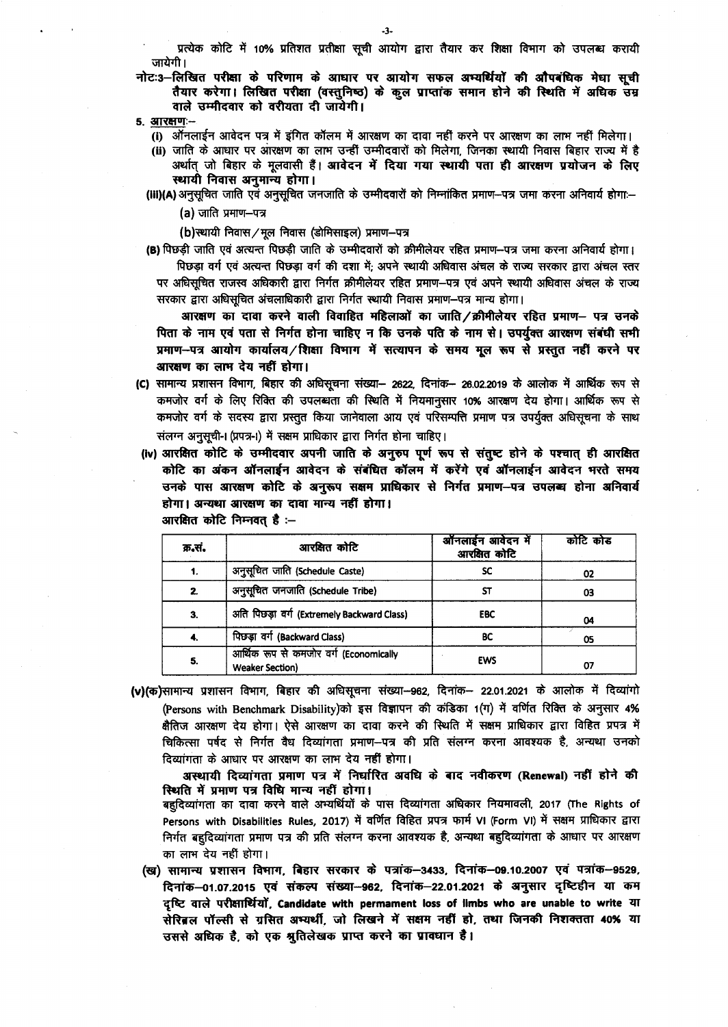प्रत्येक कोटि में 10% प्रतिशत प्रतीक्षा सूची आयोग द्वारा तैयार कर शिक्षा विभाग को उपलब्ध करायी जायेगी।

**नोटः3–लिखित परीक्षा के परिणाम के आधार पर आयोग सफल अभ्यर्थियों की औपबंधिक मेधा सूची तैयार करेगा। लिखित परीक्षा (वस्तुनिष्ठ) के कुल प्राप्तांक समान होने की स्थिति में अधिक उम्र वाले उम्मीदवार को वरीयता दी जायेगी।**

**5. आरक्षणः–**

(i) ऑनलाईन आवेदन पत्र में इंगित कॉलम में आरक्षण का दावा नहीं करने पर आरक्षण का लाभ नहीं मिलेगा।

(ii) जाति के आधार पर आरक्षण का लाभ उन्हीं उम्मीदवारों को मिलेगा, जिनका स्थायी निवास बिहार राज्य में है अर्थात् जो बिहार के मूलवासी हैं। **आवेदन में दिया गया स्थायी पता ही आरक्षण प्रयोजन के लिए स्थायी निवास अनुमान्य होगा।**

(iii)(A) अनुसूचित जाति एवं अनुसूचित जनजाति के उम्मीदवारों को निम्नांकित प्रमाण–पत्र जमा करना अनिवार्य होगाः–

(a) जाति प्रमाण–पत्र

(b) स्थायी निवास/मूल निवास (डोमिसाइल) प्रमाण–पत्र

(B) पिछड़ी जाति एवं अत्यन्त पिछड़ी जाति के उम्मीदवारों को क्रीमीलेयर रहित प्रमाण–पत्र जमा करना अनिवार्य होगा।

पिछड़ा वर्ग एवं अत्यन्त पिछड़ा वर्ग की दशा में; अपने स्थायी अधिवास अंचल के राज्य सरकार द्वारा अंचल स्तर पर अधिसूचित राजस्व अधिकारी द्वारा निर्गत क्रीमीलेयर रहित प्रमाण–पत्र एवं अपने स्थायी अधिवास अंचल के राज्य सरकार द्वारा अधिसूचित अंचलाधिकारी द्वारा निर्गत स्थायी निवास प्रमाण–पत्र मान्य होगा।

**आरक्षण का दावा करने वाली विवाहित महिलाओं का जाति/क्रीमीलेयर रहित प्रमाण– पत्र उनके पिता के नाम एवं पता से निर्गत होना चाहिए न कि उनके पति के नाम से। उपर्युक्त आरक्षण संबंधी सभी प्रमाण–पत्र आयोग कार्यालय/शिक्षा विभाग में सत्यापन के समय मूल रूप से प्रस्तुत नहीं करने पर आरक्षण का लाभ देय नहीं होगा।**

(C) सामान्य प्रशासन विभाग, बिहार की अधिसूचना संख्या– 2622, दिनांक– 26.02.2019 के आलोक में आर्थिक रूप से कमजोर वर्ग के लिए रिक्ति की उपलब्धता की स्थिति में नियमानुसार 10% आरक्षण देय होगा। आर्थिक रूप से कमजोर वर्ग के सदस्य द्वारा प्रस्तुत किया जानेवाला आय एवं परिसम्पत्ति प्रमाण पत्र उपर्युक्त अधिसूचना के साथ संलग्न अनुसूची-I (प्रपत्र-I) में सक्षम प्राधिकार द्वारा निर्गत होना चाहिए।

**(iv) आरक्षित कोटि के उम्मीदवार अपनी जाति के अनुरूप पूर्ण रूप से संतुष्ट होने के पश्चात् ही आरक्षित कोटि का अंकन ऑनलाईन आवेदन के संबंधित कॉलम में करेंगे एवं ऑनलाईन आवेदन भरते समय उनके पास आरक्षण कोटि के अनुरूप सक्षम प्राधिकार से निर्गत प्रमाण–पत्र उपलब्ध होना अनिवार्य होगा। अन्यथा आरक्षण का दावा मान्य नहीं होगा।**

**आरक्षित कोटि निम्नवत् है :–**

| क्र.सं. | आरक्षित कोटि | ऑनलाईन आवेदन में आरक्षित कोटि | कोटि कोड |
|---|---|---|---|
| 1. | अनुसूचित जाति (Schedule Caste) | SC | 02 |
| 2. | अनुसूचित जनजाति (Schedule Tribe) | ST | 03 |
| 3. | अति पिछड़ा वर्ग (Extremely Backward Class) | EBC | 04 |
| 4. | पिछड़ा वर्ग (Backward Class) | BC | 05 |
| 5. | आर्थिक रूप से कमजोर वर्ग (Economically Weaker Section) | EWS | 07 |

(v)(क) सामान्य प्रशासन विभाग, बिहार की अधिसूचना संख्या–962, दिनांक– 22.01.2021 के आलोक में दिव्यांगो (Persons with Benchmark Disability) को इस विज्ञापन की कंडिका 1(ग) में वर्णित रिक्ति के अनुसार **4%** क्षैतिज आरक्षण देय होगा। ऐसे आरक्षण का दावा करने की स्थिति में सक्षम प्राधिकार द्वारा विहित प्रपत्र में चिकित्सा पर्षद से निर्गत वैध दिव्यांगता प्रमाण–पत्र की प्रति संलग्न करना आवश्यक है, अन्यथा उनको दिव्यांगता के आधार पर आरक्षण का लाभ देय नहीं होगा।

**अस्थायी दिव्यांगता प्रमाण पत्र में निर्धारित अवधि के बाद नवीकरण (Renewal) नहीं होने की स्थिति में प्रमाण पत्र विधि मान्य नहीं होगा।**

बहुदिव्यांगता का दावा करने वाले अभ्यर्थियों के पास दिव्यांगता अधिकार नियमावली, 2017 (The Rights of Persons with Disabilities Rules, 2017) में वर्णित विहित प्रपत्र फार्म VI (Form VI) में सक्षम प्राधिकार द्वारा निर्गत बहुदिव्यांगता प्रमाण पत्र की प्रति संलग्न करना आवश्यक है, अन्यथा बहुदिव्यांगता के आधार पर आरक्षण का लाभ देय नहीं होगा।

**(ख) सामान्य प्रशासन विभाग, बिहार सरकार के पत्रांक–3433, दिनांक–09.10.2007 एवं पत्रांक–9529, दिनांक–01.07.2015 एवं संकल्प संख्या–962, दिनांक–22.01.2021 के अनुसार दृष्टिहीन या कम दृष्टि वाले परीक्षार्थियों, Candidate with permament loss of limbs who are unable to write या सेरिब्रल पॉल्सी से ग्रसित अभ्यर्थी, जो लिखने में सक्षम नहीं हो, तथा जिनकी निशक्तता 40% या उससे अधिक है, को एक श्रुतिलेखक प्राप्त करने का प्रावधान है।**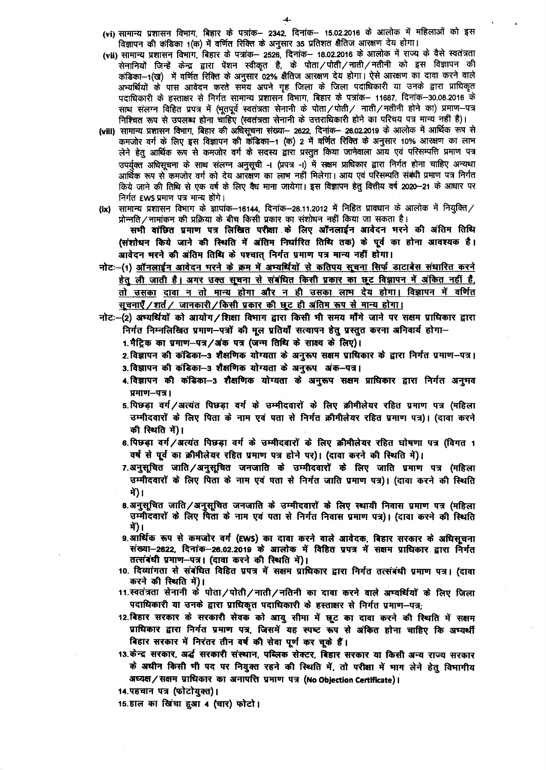(vi) सामान्य प्रशासन विभाग, बिहार के पत्रांक– 2342, दिनांक– 15.02.2016 के आलोक में महिलाओं को इस विज्ञापन की कंडिका 1(क) में वर्णित रिक्ति के अनुसार 35 प्रतिशत क्षैतिज आरक्षण देय होगा।

(vii) सामान्य प्रशासन विभाग, बिहार के पत्रांक– 2526, दिनांक– 18.02.2016 के आलोक में राज्य के वैसे स्वतंत्रता सेनानियों जिन्हें केन्द्र द्वारा पेंशन स्वीकृत है, के पोता/पोती/नाती/नतीनी को इस विज्ञापन की कंडिका–1(ख) में वर्णित रिक्ति के अनुसार 02% क्षैतिज आरक्षण देय होगा। ऐसे आरक्षण का दावा करने वाले अभ्यर्थियों के पास आवेदन करते समय अपने गृह जिला के जिला पदाधिकारी या उनके द्वारा प्राधिकृत पदाधिकारी के हस्ताक्षर से निर्गत सामान्य प्रशासन विभाग, बिहार के पत्रांक– 11687, दिनांक–30.08.2016 के साथ संलग्न विहित प्रपत्र में (भूतपूर्व स्वतंत्रता सेनानी के पोता/पोती/ नाती/नतीनी होने का) प्रमाण–पत्र निश्चित रूप से उपलब्ध होना चाहिए (स्वतंत्रता सेनानी के उत्तराधिकारी होने का परिचय पत्र मान्य नहीं है)।

(viii) सामान्य प्रशासन विभाग, बिहार की अधिसूचना संख्या– 2622, दिनांक– 26.02.2019 के आलोक में आर्थिक रूप से कमजोर वर्ग के लिए इस विज्ञापन की कंडिका–1 (क) 2 में वर्णित रिक्ति के अनुसार 10% आरक्षण का लाभ लेने हेतु आर्थिक रूप से कमजोर वर्ग के सदस्य द्वारा प्रस्तुत किया जानेवाला आय एवं परिसम्पत्ति प्रमाण पत्र उपर्युक्त अधिसूचना के साथ संलग्न अनुसूची -I (प्रपत्र -I) में सक्षम प्राधिकार द्वारा निर्गत होना चाहिए अन्यथा आर्थिक रूप से कमजोर वर्ग को देय आरक्षण का लाभ नहीं मिलेगा। आय एवं परिसम्पति संबंधी प्रमाण पत्र निर्गत किये जाने की तिथि से एक वर्ष के लिए वैध माना जायेगा। इस विज्ञापन हेतु वित्तीय वर्ष 2020–21 के आधार पर निर्गत EWS प्रमाण पत्र मान्य होंगे।

(ix) सामान्य प्रशासन विभाग के ज्ञापांक–16144, दिनांक–28.11.2012 में निहित प्रावधान के आलोक में नियुक्ति/प्रोन्नति/नामांकन की प्रक्रिया के बीच किसी प्रकार का संशोधन नहीं किया जा सकता है।

**सभी वांछित प्रमाण पत्र लिखित परीक्षा के लिए ऑनलाईन आवेदन भरने की अंतिम तिथि (संशोधन किये जाने की स्थिति में अंतिम निर्धारित तिथि तक) के पूर्व का होना आवश्यक है। आवेदन भरने की अंतिम तिथि के पश्चात् निर्गत प्रमाण पत्र मान्य नहीं होगा।**

नोटः–(1) <u>ऑनलाईन आवेदन भरने के क्रम में अभ्यर्थियों से कतिपय सूचना सिर्फ डाटाबेस संधारित करने हेतु ली जाती है। अगर उक्त सूचना से संबंधित किसी प्रकार का छूट विज्ञापन में अंकित नहीं है, तो उसका दावा न तो मान्य होगा और न ही उसका लाभ देय होगा। विज्ञापन में वर्णित सूचनाएँ/शर्त/ जानकारी/किसी प्रकार की छूट ही अंतिम रूप से मान्य होगा।</u>

नोटः–(2) अभ्यर्थियों को आयोग/शिक्षा विभाग द्वारा किसी भी समय माँगे जाने पर सक्षम प्राधिकार द्वारा निर्गत निम्नलिखित प्रमाण–पत्रों की मूल प्रतियाँ सत्यापन हेतु प्रस्तुत करना अनिवार्य होगा–

1. मैट्रिक का प्रमाण–पत्र/अंक पत्र (जन्म तिथि के साक्ष्य के लिए)।
2. विज्ञापन की कंडिका–3 शैक्षणिक योग्यता के अनुरूप सक्षम प्राधिकार के द्वारा निर्गत प्रमाण–पत्र।
3. विज्ञापन की कंडिका–3 शैक्षणिक योग्यता के अनुरूप अंक–पत्र।
4. विज्ञापन की कंडिका–3 शैक्षणिक योग्यता के अनुरूप सक्षम प्राधिकार द्वारा निर्गत अनुभव प्रमाण–पत्र।
5. पिछड़ा वर्ग/अत्यंत पिछड़ा वर्ग के उम्मीदवारों के लिए क्रीमीलेयर रहित प्रमाण पत्र (महिला उम्मीदवारों के लिए पिता के नाम एवं पता से निर्गत क्रीमीलेयर रहित प्रमाण पत्र)। (दावा करने की स्थिति में)।
6. पिछड़ा वर्ग/अत्यंत पिछड़ा वर्ग के उम्मीदवारों के लिए क्रीमीलेयर रहित घोषणा पत्र (विगत 1 वर्ष से पूर्व का क्रीमीलेयर रहित प्रमाण पत्र होने पर)। (दावा करने की स्थिति में)।
7. अनुसूचित जाति/अनुसूचित जनजाति के उम्मीदवारों के लिए जाति प्रमाण पत्र (महिला उम्मीदवारों के लिए पिता के नाम एवं पता से निर्गत जाति प्रमाण पत्र)। (दावा करने की स्थिति में)।
8. अनुसूचित जाति/अनुसूचित जनजाति के उम्मीदवारों के लिए स्थायी निवास प्रमाण पत्र (महिला उम्मीदवारों के लिए पिता के नाम एवं पता से निर्गत निवास प्रमाण पत्र)। (दावा करने की स्थिति में)।
9. आर्थिक रूप से कमजोर वर्ग (EWS) का दावा करने वाले आवेदक, बिहार सरकार के अधिसूचना संख्या–2622, दिनांक–26.02.2019 के आलोक में विहित प्रपत्र में सक्षम प्राधिकार द्वारा निर्गत तत्संबंधी प्रमाण–पत्र। (दावा करने की स्थिति में)।
10. दिव्यांगता से संबंधित विहित प्रपत्र में सक्षम प्राधिकार द्वारा निर्गत तत्संबंधी प्रमाण पत्र। (दावा करने की स्थिति में)।
11. स्वतंत्रता सेनानी के पोता/पोती/नाती/नतिनी का दावा करने वाले अभ्यर्थियों के लिए जिला पदाधिकारी या उनके द्वारा प्राधिकृत पदाधिकारी के हस्ताक्षर से निर्गत प्रमाण–पत्र;
12. बिहार सरकार के सरकारी सेवक को आयु सीमा में छूट का दावा करने की स्थिति में सक्षम प्राधिकार द्वारा निर्गत प्रमाण पत्र, जिसमें यह स्पष्ट रूप से अंकित होना चाहिए कि अभ्यर्थी बिहार सरकार में निरंतर तीन वर्ष की सेवा पूर्ण कर चूके हैं।
13. केन्द्र सरकार, अर्द्ध सरकारी संस्थान, पब्लिक सेक्टर, बिहार सरकार या किसी अन्य राज्य सरकार के अधीन किसी भी पद पर नियुक्त रहने की स्थिति में, तो परीक्षा में भाग लेने हेतु विभागीय अध्यक्ष/सक्षम प्राधिकार का अनापत्ति प्रमाण पत्र (No Objection Certificate)।
14. पहचान पत्र (फोटोयुक्त)।
15. हाल का खिंचा हुआ 4 (चार) फोटो।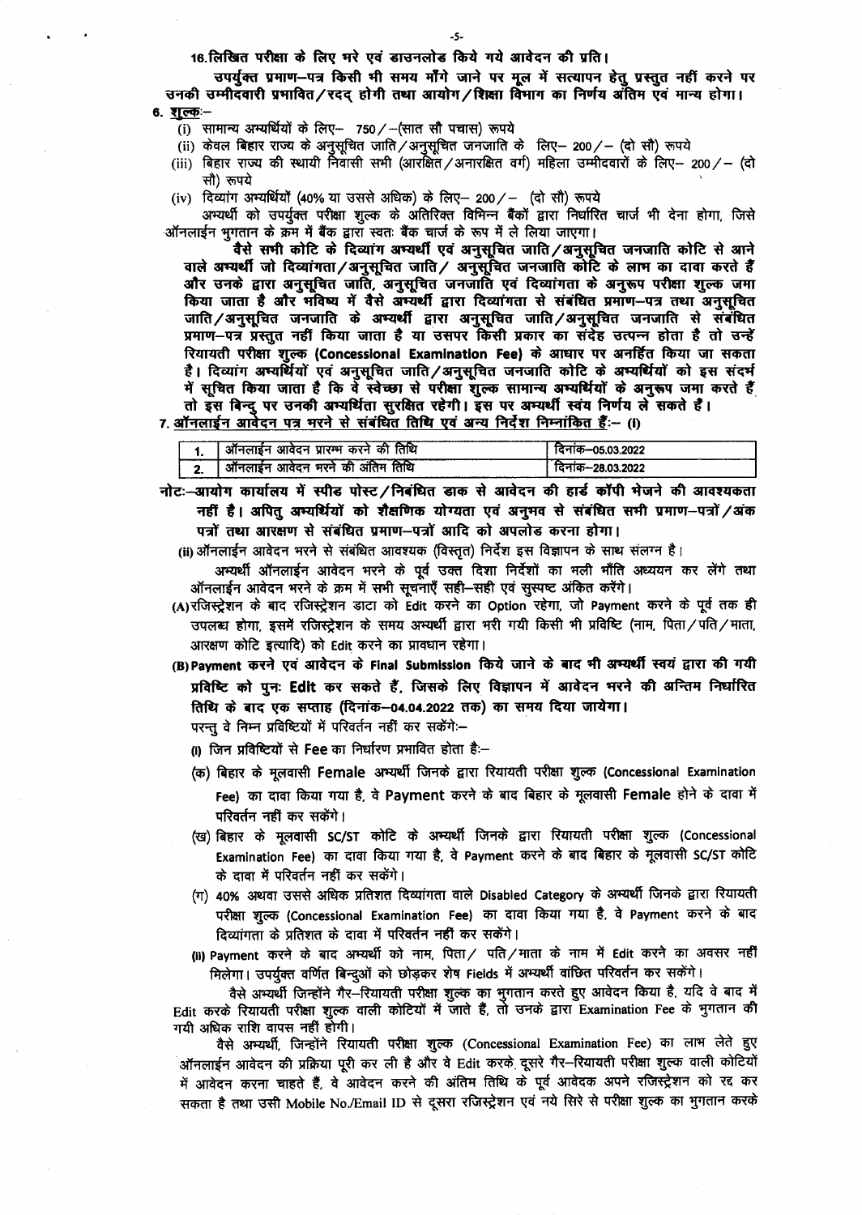16. लिखित परीक्षा के लिए भरे एवं डाउनलोड किये गये आवेदन की प्रति।

उपर्युक्त प्रमाण–पत्र किसी भी समय माँगे जाने पर मूल में सत्यापन हेतु प्रस्तुत नहीं करने पर उनकी उम्मीदवारी प्रभावित/रद्द होगी तथा आयोग/शिक्षा विभाग का निर्णय अंतिम एवं मान्य होगा।

6. **शुल्क**:–

(i) सामान्य अभ्यर्थियों के लिए– 750/–(सात सौ पचास) रूपये

(ii) केवल बिहार राज्य के अनुसूचित जाति/अनुसूचित जनजाति के लिए– 200/– (दो सौ) रूपये

(iii) बिहार राज्य की स्थायी निवासी सभी (आरक्षित/अनारक्षित वर्ग) महिला उम्मीदवारों के लिए– 200/– (दो सौ) रूपये

(iv) दिव्यांग अभ्यर्थियों (40% या उससे अधिक) के लिए– 200/– (दो सौ) रूपये

अभ्यर्थी को उपर्युक्त परीक्षा शुल्क के अतिरिक्त विभिन्न बैंकों द्वारा निर्धारित चार्ज भी देना होगा, जिसे ऑनलाईन भुगतान के क्रम में बैंक द्वारा स्वतः बैंक चार्ज के रूप में ले लिया जाएगा।

**वैसे सभी कोटि के दिव्यांग अभ्यर्थी एवं अनुसूचित जाति/अनुसूचित जनजाति कोटि से आने वाले अभ्यर्थी जो दिव्यांगता/अनुसूचित जाति/ अनुसूचित जनजाति कोटि के लाभ का दावा करते हैं और उनके द्वारा अनुसूचित जाति, अनुसूचित जनजाति एवं दिव्यांगता के अनुरूप परीक्षा शुल्क जमा किया जाता है और भविष्य में वैसे अभ्यर्थी द्वारा दिव्यांगता से संबंधित प्रमाण–पत्र तथा अनुसूचित जाति/अनुसूचित जनजाति के अभ्यर्थी द्वारा अनुसूचित जाति/अनुसूचित जनजाति से संबंधित प्रमाण–पत्र प्रस्तुत नहीं किया जाता है या उसपर किसी प्रकार का संदेह उत्पन्न होता है तो उन्हें रियायती परीक्षा शुल्क (Concessional Examination Fee) के आधार पर अनर्हित किया जा सकता है। दिव्यांग अभ्यर्थियों एवं अनुसूचित जाति/अनुसूचित जनजाति कोटि के अभ्यर्थियों को इस संदर्भ में सूचित किया जाता है कि वे स्वेच्छा से परीक्षा शुल्क सामान्य अभ्यर्थियों के अनुरूप जमा करते हैं तो इस बिन्दु पर उनकी अभ्यर्थिता सुरक्षित रहेगी। इस पर अभ्यर्थी स्वयं निर्णय ले सकते हैं।**

7. **ऑनलाईन आवेदन पत्र भरने से संबंधित तिथि एवं अन्य निर्देश निम्नांकित हैं:– (i)**

| 1. | ऑनलाईन आवेदन प्रारम्भ करने की तिथि | दिनांक–05.03.2022 |
|---|---|---|
| 2. | ऑनलाईन आवेदन भरने की अंतिम तिथि | दिनांक–28.03.2022 |

**नोटः–आयोग कार्यालय में स्पीड पोस्ट/निबंधित डाक से आवेदन की हार्ड कॉपी भेजने की आवश्यकता नहीं है। अपितु अभ्यर्थियों को शैक्षणिक योग्यता एवं अनुभव से संबंधित सभी प्रमाण–पत्रों/अंक पत्रों तथा आरक्षण से संबंधित प्रमाण–पत्रों आदि को अपलोड करना होगा।**

(ii) ऑनलाईन आवेदन भरने से संबंधित आवश्यक (विस्तृत) निर्देश इस विज्ञापन के साथ संलग्न है।

अभ्यर्थी ऑनलाईन आवेदन भरने के पूर्व उक्त दिशा निर्देशों का भली भाँति अध्ययन कर लेंगे तथा ऑनलाईन आवेदन भरने के क्रम में सभी सूचनाएँ सही–सही एवं सुस्पष्ट अंकित करेंगे।

(A) रजिस्ट्रेशन के बाद रजिस्ट्रेशन डाटा को Edit करने का Option रहेगा, जो Payment करने के पूर्व तक ही उपलब्ध होगा, इसमें रजिस्ट्रेशन के समय अभ्यर्थी द्वारा भरी गयी किसी भी प्रविष्टि (नाम, पिता/पति/माता, आरक्षण कोटि इत्यादि) को Edit करने का प्रावधान रहेगा।

**(B) Payment करने एवं आवेदन के Final Submission किये जाने के बाद भी अभ्यर्थी स्वयं द्वारा की गयी प्रविष्टि को पुनः Edit कर सकते हैं, जिसके लिए विज्ञापन में आवेदन भरने की अन्तिम निर्धारित तिथि के बाद एक सप्ताह (दिनांक–04.04.2022 तक) का समय दिया जायेगा।**

परन्तु वे निम्न प्रविष्टियों में परिवर्तन नहीं कर सकेंगे:–

(I) जिन प्रविष्टियों से **Fee** का निर्धारण प्रभावित होता है:–

(क) बिहार के मूलवासी **Female** अभ्यर्थी जिनके द्वारा रियायती परीक्षा शुल्क (Concessional Examination Fee) का दावा किया गया है, वे **Payment** करने के बाद बिहार के मूलवासी **Female** होने के दावा में परिवर्तन नहीं कर सकेंगे।

(ख) बिहार के मूलवासी SC/ST कोटि के अभ्यर्थी जिनके द्वारा रियायती परीक्षा शुल्क (Concessional Examination Fee) का दावा किया गया है, वे Payment करने के बाद बिहार के मूलवासी SC/ST कोटि के दावा में परिवर्तन नहीं कर सकेंगे।

(ग) 40% अथवा उससे अधिक प्रतिशत दिव्यांगता वाले Disabled Category के अभ्यर्थी जिनके द्वारा रियायती परीक्षा शुल्क (Concessional Examination Fee) का दावा किया गया है, वे Payment करने के बाद दिव्यांगता के प्रतिशत के दावा में परिवर्तन नहीं कर सकेंगे।

(II) Payment करने के बाद अभ्यर्थी को नाम, पिता/ पति/माता के नाम में Edit करने का अवसर नहीं मिलेगा। उपर्युक्त वर्णित बिन्दुओं को छोड़कर शेष Fields में अभ्यर्थी वांछित परिवर्तन कर सकेंगे।

वैसे अभ्यर्थी जिन्होंने गैर–रियायती परीक्षा शुल्क का भुगतान करते हुए आवेदन किया है, यदि वे बाद में Edit करके रियायती परीक्षा शुल्क वाली कोटियों में जाते हैं, तो उनके द्वारा Examination Fee के भुगतान की गयी अधिक राशि वापस नहीं होगी।

वैसे अभ्यर्थी, जिन्होंने रियायती परीक्षा शुल्क (Concessional Examination Fee) का लाभ लेते हुए ऑनलाईन आवेदन की प्रक्रिया पूरी कर ली है और वे Edit करके दूसरे गैर–रियायती परीक्षा शुल्क वाली कोटियों में आवेदन करना चाहते हैं, वे आवेदन करने की अंतिम तिथि के पूर्व आवेदक अपने रजिस्ट्रेशन को रद्द कर सकता है तथा उसी Mobile No./Email ID से दूसरा रजिस्ट्रेशन एवं नये सिरे से परीक्षा शुल्क का भुगतान करके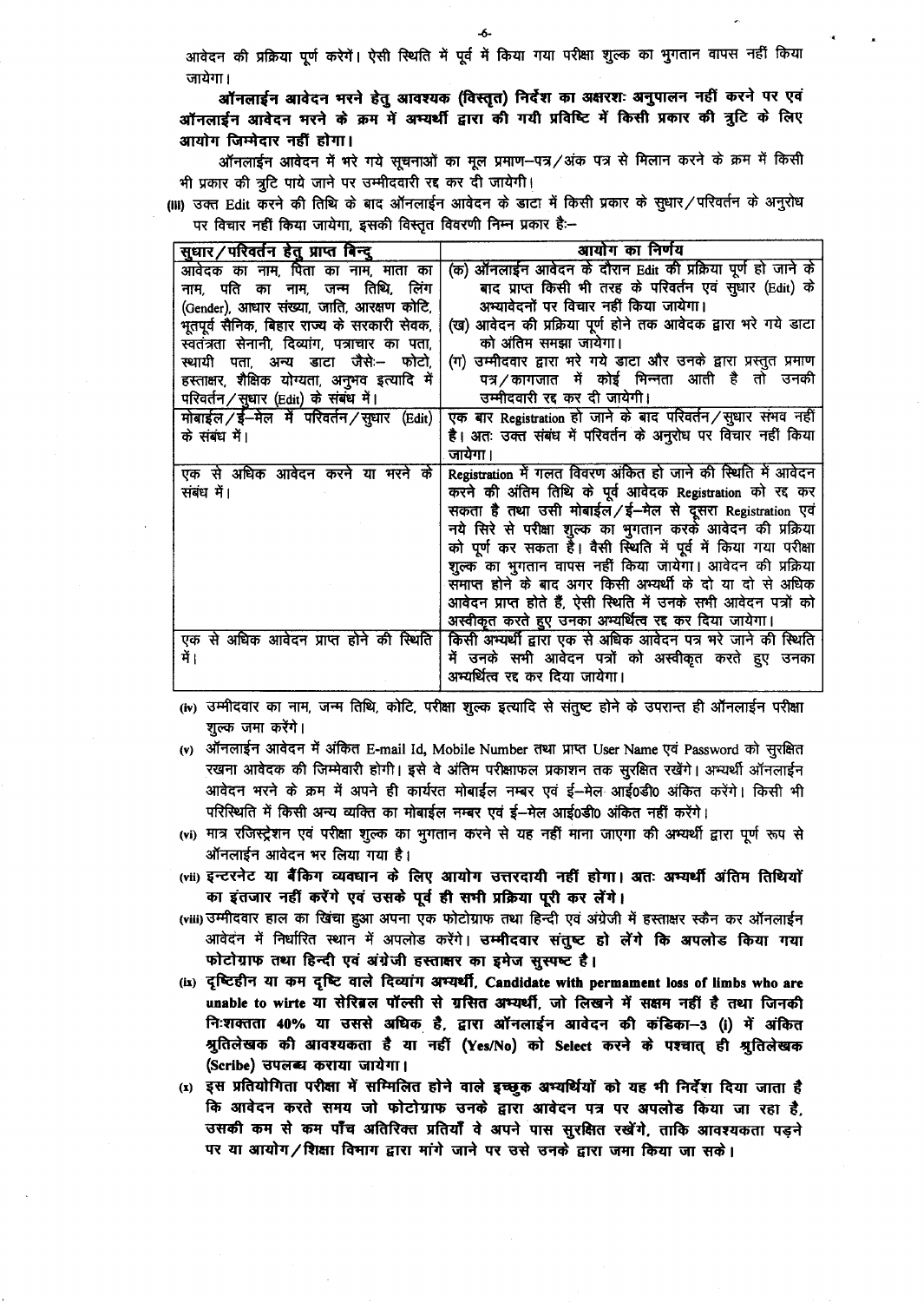आवेदन की प्रक्रिया पूर्ण करेगें। ऐसी स्थिति में पूर्व में किया गया परीक्षा शुल्क का भुगतान वापस नहीं किया जायेगा।

**ऑनलाईन आवेदन भरने हेतु आवश्यक (विस्तृत) निर्देश का अक्षरशः अनुपालन नहीं करने पर एवं ऑनलाईन आवेदन भरने के क्रम में अभ्यर्थी द्वारा की गयी प्रविष्टि में किसी प्रकार की त्रुटि के लिए आयोग जिम्मेदार नहीं होगा।**

ऑनलाईन आवेदन में भरे गये सूचनाओं का मूल प्रमाण–पत्र/अंक पत्र से मिलान करने के क्रम में किसी भी प्रकार की त्रुटि पाये जाने पर उम्मीदवारी रद्द कर दी जायेगी।

(iii) उक्त Edit करने की तिथि के बाद ऑनलाईन आवेदन के डाटा में किसी प्रकार के सुधार/परिवर्तन के अनुरोध पर विचार नहीं किया जायेगा, इसकी विस्तृत विवरणी निम्न प्रकार है:–

| सुधार/परिवर्तन हेतु प्राप्त बिन्दु | आयोग का निर्णय |
|---|---|
| आवेदक का नाम, पिता का नाम, माता का नाम, पति का नाम, जन्म तिथि, लिंग (Gender), आधार संख्या, जाति, आरक्षण कोटि, भूतपूर्व सैनिक, बिहार राज्य के सरकारी सेवक, स्वतंत्रता सेनानी, दिव्यांग, पत्राचार का पता, स्थायी पता, अन्य डाटा जैसेः– फोटो, हस्ताक्षर, शैक्षिक योग्यता, अनुभव इत्यादि में परिवर्तन/सुधार (Edit) के संबंध में। | (क) ऑनलाईन आवेदन के दौरान Edit की प्रक्रिया पूर्ण हो जाने के बाद प्राप्त किसी भी तरह के परिवर्तन एवं सुधार (Edit) के अभ्यावेदनों पर विचार नहीं किया जायेगा।<br>(ख) आवेदन की प्रक्रिया पूर्ण होने तक आवेदक द्वारा भरे गये डाटा को अंतिम समझा जायेगा।<br>(ग) उम्मीदवार द्वारा भरे गये डाटा और उनके द्वारा प्रस्तुत प्रमाण पत्र/कागजात में कोई भिन्नता आती है तो उनकी उम्मीदवारी रद्द कर दी जायेगी। |
| मोबाईल/ई–मेल में परिवर्तन/सुधार (Edit) के संबंध में। | एक बार Registration हो जाने के बाद परिवर्तन/सुधार संभव नहीं है। अतः उक्त संबंध में परिवर्तन के अनुरोध पर विचार नहीं किया जायेगा। |
| एक से अधिक आवेदन करने या भरने के संबंध में। | Registration में गलत विवरण अंकित हो जाने की स्थिति में आवेदन करने की अंतिम तिथि के पूर्व आवेदक Registration को रद्द कर सकता है तथा उसी मोबाईल/ई–मेल से दूसरा Registration एवं नये सिरे से परीक्षा शुल्क का भुगतान करके आवेदन की प्रक्रिया को पूर्ण कर सकता है। वैसी स्थिति में पूर्व में किया गया परीक्षा शुल्क का भुगतान वापस नहीं किया जायेगा। आवेदन की प्रक्रिया समाप्त होने के बाद अगर किसी अभ्यर्थी के दो या दो से अधिक आवेदन प्राप्त होते हैं, ऐसी स्थिति में उनके सभी आवेदन पत्रों को अस्वीकृत करते हुए उनका अभ्यर्थित्व रद्द कर दिया जायेगा। |
| एक से अधिक आवेदन प्राप्त होने की स्थिति में। | किसी अभ्यर्थी द्वारा एक से अधिक आवेदन पत्र भरे जाने की स्थिति में उनके सभी आवेदन पत्रों को अस्वीकृत करते हुए उनका अभ्यर्थित्व रद्द कर दिया जायेगा। |

(iv) उम्मीदवार का नाम, जन्म तिथि, कोटि, परीक्षा शुल्क इत्यादि से संतुष्ट होने के उपरान्त ही ऑनलाईन परीक्षा शुल्क जमा करेंगे।

(v) ऑनलाईन आवेदन में अंकित E-mail Id, Mobile Number तथा प्राप्त User Name एवं Password को सुरक्षित रखना आवेदक की जिम्मेवारी होगी। इसे वे अंतिम परीक्षाफल प्रकाशन तक सुरक्षित रखेंगे। अभ्यर्थी ऑनलाईन आवेदन भरने के क्रम में अपने ही कार्यरत मोबाईल नम्बर एवं ई–मेल आई0डी0 अंकित करेंगे। किसी भी परिस्थिति में किसी अन्य व्यक्ति का मोबाईल नम्बर एवं ई–मेल आई0डी0 अंकित नहीं करेंगे।

(vi) मात्र रजिस्ट्रेशन एवं परीक्षा शुल्क का भुगतान करने से यह नहीं माना जाएगा की अभ्यर्थी द्वारा पूर्ण रूप से ऑनलाईन आवेदन भर लिया गया है।

(vii) **इन्टरनेट या बैंकिग व्यवधान के लिए आयोग उत्तरदायी नहीं होगा। अतः अभ्यर्थी अंतिम तिथियों का इंतजार नहीं करेंगे एवं उसके पूर्व ही सभी प्रक्रिया पूरी कर लेंगे।**

(viii) उम्मीदवार हाल का खिंचा हुआ अपना एक फोटोग्राफ तथा हिन्दी एवं अंग्रेजी में हस्ताक्षर स्कैन कर ऑनलाईन आवेदन में निर्धारित स्थान में अपलोड करेंगे। **उम्मीदवार संतुष्ट हो लेंगे कि अपलोड किया गया फोटोग्राफ तथा हिन्दी एवं अंग्रेजी हस्ताक्षर का इमेज सुस्पष्ट है।**

(ix) **दृष्टिहीन या कम दृष्टि वाले दिव्यांग अभ्यर्थी, Candidate with permament loss of limbs who are unable to wirte या सेरिब्रल पॉल्सी से ग्रसित अभ्यर्थी, जो लिखने में सक्षम नहीं है तथा जिनकी निःशक्तता 40% या उससे अधिक है, द्वारा ऑनलाईन आवेदन की कंडिका–3 (i) में अंकित श्रुतिलेखक की आवश्यकता है या नहीं (Yes/No) को Select करने के पश्चात् ही श्रुतिलेखक (Scribe) उपलब्ध कराया जायेगा।**

(x) **इस प्रतियोगिता परीक्षा में सम्मिलित होने वाले इच्छुक अभ्यर्थियों को यह भी निर्देश दिया जाता है कि आवेदन करते समय जो फोटोग्राफ उनके द्वारा आवेदन पत्र पर अपलोड किया जा रहा है, उसकी कम से कम पाँच अतिरिक्त प्रतियाँ वे अपने पास सुरक्षित रखेंगे, ताकि आवश्यकता पड़ने पर या आयोग/शिक्षा विभाग द्वारा मांगे जाने पर उसे उनके द्वारा जमा किया जा सके।**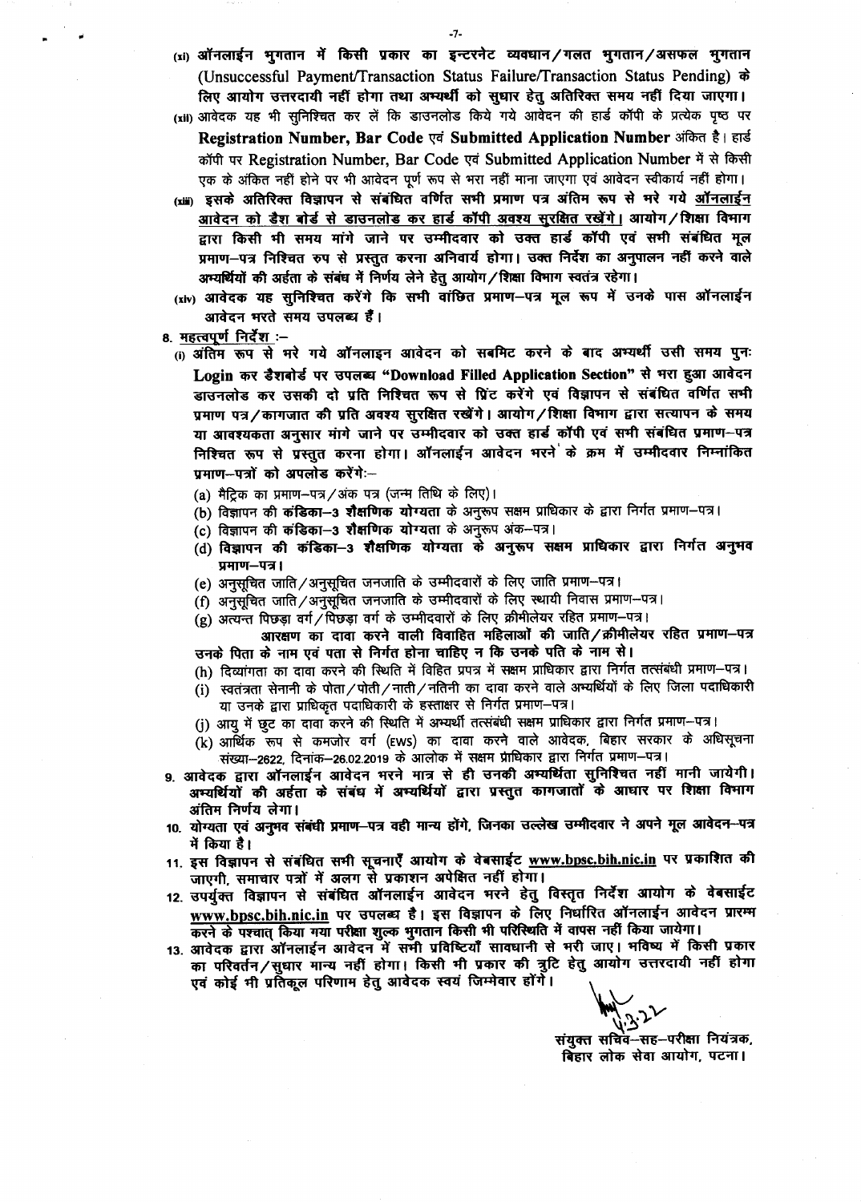(xi) **ऑनलाईन भुगतान में किसी प्रकार का इन्टरनेट व्यवधान/गलत भुगतान/असफल भुगतान (Unsuccessful Payment/Transaction Status Failure/Transaction Status Pending) के लिए आयोग उत्तरदायी नहीं होगा तथा अभ्यर्थी को सुधार हेतु अतिरिक्त समय नहीं दिया जाएगा।**

(xii) आवेदक यह भी सुनिश्चित कर लें कि डाउनलोड किये गये आवेदन की हार्ड कॉपी के प्रत्येक पृष्ठ पर **Registration Number, Bar Code एवं Submitted Application Number** अंकित है। हार्ड कॉपी पर Registration Number, Bar Code एवं Submitted Application Number में से किसी एक के अंकित नहीं होने पर भी आवेदन पूर्ण रूप से भरा नहीं माना जाएगा एवं आवेदन स्वीकार्य नहीं होगा।

(xiii) **इसके अतिरिक्त विज्ञापन से संबंधित वर्णित सभी प्रमाण पत्र अंतिम रूप से भरे गये <u>ऑनलाईन आवेदन को डैश बोर्ड से डाउनलोड कर हार्ड कॉपी अवश्य सुरक्षित रखेंगे।</u> आयोग/शिक्षा विभाग द्वारा किसी भी समय मांगे जाने पर उम्मीदवार को उक्त हार्ड कॉपी एवं सभी संबंधित मूल प्रमाण-पत्र निश्चित रुप से प्रस्तुत करना अनिवार्य होगा। उक्त निर्देश का अनुपालन नहीं करने वाले अभ्यर्थियों की अर्हता के संबंध में निर्णय लेने हेतु आयोग/शिक्षा विभाग स्वतंत्र रहेगा।**

(xiv) **आवेदक यह सुनिश्चित करेंगे कि सभी वांछित प्रमाण-पत्र मूल रूप में उनके पास ऑनलाईन आवेदन भरते समय उपलब्ध हैं।**

8. <u>**महत्वपूर्ण निर्देश**</u> :-

(i) **अंतिम रूप से भरे गये ऑनलाइन आवेदन को सबमिट करने के बाद अभ्यर्थी उसी समय पुनः Login कर डैशबोर्ड पर उपलब्ध "Download Filled Application Section" से भरा हुआ आवेदन डाउनलोड कर उसकी दो प्रति निश्चित रूप से प्रिंट करेंगे एवं विज्ञापन से संबंधित वर्णित सभी प्रमाण पत्र/कागजात की प्रति अवश्य सुरक्षित रखेंगे। आयोग/शिक्षा विभाग द्वारा सत्यापन के समय या आवश्यकता अनुसार मांगे जाने पर उम्मीदवार को उक्त हार्ड कॉपी एवं सभी संबंधित प्रमाण-पत्र निश्चित रूप से प्रस्तुत करना होगा। ऑनलाईन आवेदन भरने के क्रम में उम्मीदवार निम्नांकित प्रमाण-पत्रों को अपलोड करेंगे:-**

(a) मैट्रिक का प्रमाण-पत्र/अंक पत्र (जन्म तिथि के लिए)।

(b) विज्ञापन की **कंडिका-3 शैक्षणिक योग्यता** के अनुरूप सक्षम प्राधिकार के द्वारा निर्गत प्रमाण-पत्र।

(c) विज्ञापन की **कंडिका-3 शैक्षणिक योग्यता** के अनुरूप अंक-पत्र।

(d) **विज्ञापन की कंडिका-3 शैक्षणिक योग्यता के अनुरूप सक्षम प्राधिकार द्वारा निर्गत अनुभव प्रमाण-पत्र।**

(e) अनुसूचित जाति/अनुसूचित जनजाति के उम्मीदवारों के लिए जाति प्रमाण-पत्र।

(f) अनुसूचित जाति/अनुसूचित जनजाति के उम्मीदवारों के लिए स्थायी निवास प्रमाण-पत्र।

(g) अत्यन्त पिछड़ा वर्ग/पिछड़ा वर्ग के उम्मीदवारों के लिए क्रीमीलेयर रहित प्रमाण-पत्र।
**आरक्षण का दावा करने वाली विवाहित महिलाओं की जाति/क्रीमीलेयर रहित प्रमाण-पत्र उनके पिता के नाम एवं पता से निर्गत होना चाहिए न कि उनके पति के नाम से।**

(h) दिव्यांगता का दावा करने की स्थिति में विहित प्रपत्र में सक्षम प्राधिकार द्वारा निर्गत तत्संबंधी प्रमाण-पत्र।

(i) स्वतंत्रता सेनानी के पोता/पोती/नाती/नतिनी का दावा करने वाले अभ्यर्थियों के लिए जिला पदाधिकारी या उनके द्वारा प्राधिकृत पदाधिकारी के हस्ताक्षर से निर्गत प्रमाण-पत्र।

(j) आयु में छुट का दावा करने की स्थिति में अभ्यर्थी तत्संबंधी सक्षम प्राधिकार द्वारा निर्गत प्रमाण-पत्र।

(k) आर्थिक रूप से कमजोर वर्ग (EWS) का दावा करने वाले आवेदक, बिहार सरकार के अधिसूचना संख्या-2622, दिनांक-26.02.2019 के आलोक में सक्षम प्राधिकार द्वारा निर्गत प्रमाण-पत्र।

9. **आवेदक द्वारा ऑनलाईन आवेदन भरने मात्र से ही उनकी अभ्यर्थिता सुनिश्चित नहीं मानी जायेगी। अभ्यर्थियों की अर्हता के संबंध में अभ्यर्थियों द्वारा प्रस्तुत कागजातों के आधार पर शिक्षा विभाग अंतिम निर्णय लेगा।**

10. **योग्यता एवं अनुभव संबंधी प्रमाण-पत्र वही मान्य होंगे, जिनका उल्लेख उम्मीदवार ने अपने मूल आवेदन-पत्र में किया है।**

11. **इस विज्ञापन से संबंधित सभी सूचनाएँ आयोग के वेबसाईट <u>www.bpsc.bih.nic.in</u> पर प्रकाशित की जाएगी, समाचार पत्रों में अलग से प्रकाशन अपेक्षित नहीं होगा।**

12. **उपर्युक्त विज्ञापन से संबंधित ऑनलाईन आवेदन भरने हेतु विस्तृत निर्देश आयोग के वेबसाईट <u>www.bpsc.bih.nic.in</u> पर उपलब्ध है। इस विज्ञापन के लिए निर्धारित ऑनलाईन आवेदन प्रारम्भ करने के पश्चात् किया गया परीक्षा शुल्क भुगतान किसी भी परिस्थिति में वापस नहीं किया जायेगा।**

13. **आवेदक द्वारा ऑनलाईन आवेदन में सभी प्रविष्टियाँ सावधानी से भरी जाए। भविष्य में किसी प्रकार का परिवर्तन/सुधार मान्य नहीं होगा। किसी भी प्रकार की त्रुटि हेतु आयोग उत्तरदायी नहीं होगा एवं कोई भी प्रतिकूल परिणाम हेतु आवेदक स्वयं जिम्मेवार होंगे।**

4.3.22

संयुक्त सचिव-सह-परीक्षा नियंत्रक,
बिहार लोक सेवा आयोग, पटना।